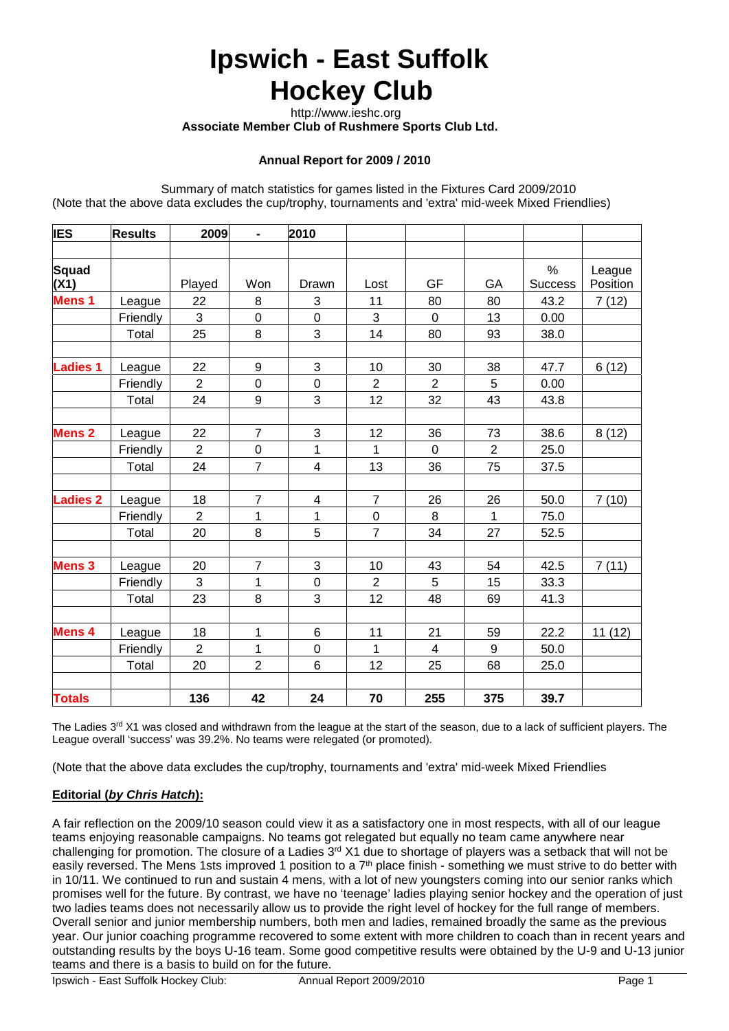# Ipswich - East Suffolk Hockey Club

http://www.ieshc.org

**Associate Member Club of Rushmere Sports Club Ltd.**

**Annual Report for 2009 / 2010**

Summary of match statistics for games listed in the Fixtures Card 2009/2010
(Note that the above data excludes the cup/trophy, tournaments and 'extra' mid-week Mixed Friendlies)

| IES | Results | 2009 | - | 2010 | | | | | |
|---|---|---|---|---|---|---|---|---|---|
| | | | | | | | | | |
| Squad (X1) | | Played | Won | Drawn | Lost | GF | GA | % Success | League Position |
| Mens 1 | League | 22 | 8 | 3 | 11 | 80 | 80 | 43.2 | 7 (12) |
| | Friendly | 3 | 0 | 0 | 3 | 0 | 13 | 0.00 | |
| | Total | 25 | 8 | 3 | 14 | 80 | 93 | 38.0 | |
| | | | | | | | | | |
| Ladies 1 | League | 22 | 9 | 3 | 10 | 30 | 38 | 47.7 | 6 (12) |
| | Friendly | 2 | 0 | 0 | 2 | 2 | 5 | 0.00 | |
| | Total | 24 | 9 | 3 | 12 | 32 | 43 | 43.8 | |
| | | | | | | | | | |
| Mens 2 | League | 22 | 7 | 3 | 12 | 36 | 73 | 38.6 | 8 (12) |
| | Friendly | 2 | 0 | 1 | 1 | 0 | 2 | 25.0 | |
| | Total | 24 | 7 | 4 | 13 | 36 | 75 | 37.5 | |
| | | | | | | | | | |
| Ladies 2 | League | 18 | 7 | 4 | 7 | 26 | 26 | 50.0 | 7 (10) |
| | Friendly | 2 | 1 | 1 | 0 | 8 | 1 | 75.0 | |
| | Total | 20 | 8 | 5 | 7 | 34 | 27 | 52.5 | |
| | | | | | | | | | |
| Mens 3 | League | 20 | 7 | 3 | 10 | 43 | 54 | 42.5 | 7 (11) |
| | Friendly | 3 | 1 | 0 | 2 | 5 | 15 | 33.3 | |
| | Total | 23 | 8 | 3 | 12 | 48 | 69 | 41.3 | |
| | | | | | | | | | |
| Mens 4 | League | 18 | 1 | 6 | 11 | 21 | 59 | 22.2 | 11 (12) |
| | Friendly | 2 | 1 | 0 | 1 | 4 | 9 | 50.0 | |
| | Total | 20 | 2 | 6 | 12 | 25 | 68 | 25.0 | |
| | | | | | | | | | |
| **Totals** | | **136** | **42** | **24** | **70** | **255** | **375** | **39.7** | |

The Ladies 3rd X1 was closed and withdrawn from the league at the start of the season, due to a lack of sufficient players. The League overall 'success' was 39.2%. No teams were relegated (or promoted).

(Note that the above data excludes the cup/trophy, tournaments and 'extra' mid-week Mixed Friendlies

**Editorial (*by Chris Hatch*):**

A fair reflection on the 2009/10 season could view it as a satisfactory one in most respects, with all of our league teams enjoying reasonable campaigns. No teams got relegated but equally no team came anywhere near challenging for promotion. The closure of a Ladies 3rd X1 due to shortage of players was a setback that will not be easily reversed. The Mens 1sts improved 1 position to a 7th place finish - something we must strive to do better with in 10/11. We continued to run and sustain 4 mens, with a lot of new youngsters coming into our senior ranks which promises well for the future. By contrast, we have no 'teenage' ladies playing senior hockey and the operation of just two ladies teams does not necessarily allow us to provide the right level of hockey for the full range of members. Overall senior and junior membership numbers, both men and ladies, remained broadly the same as the previous year. Our junior coaching programme recovered to some extent with more children to coach than in recent years and outstanding results by the boys U-16 team. Some good competitive results were obtained by the U-9 and U-13 junior teams and there is a basis to build on for the future.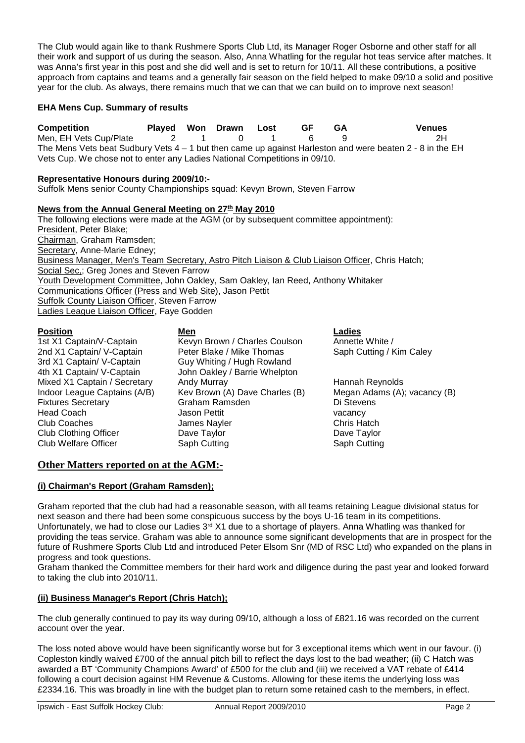The Club would again like to thank Rushmere Sports Club Ltd, its Manager Roger Osborne and other staff for all their work and support of us during the season. Also, Anna Whatling for the regular hot teas service after matches. It was Anna's first year in this post and she did well and is set to return for 10/11. All these contributions, a positive approach from captains and teams and a generally fair season on the field helped to make 09/10 a solid and positive year for the club. As always, there remains much that we can that we can build on to improve next season!

**EHA Mens Cup. Summary of results**

| Competition | Played | Won | Drawn | Lost | GF | GA | Venues |
|---|---|---|---|---|---|---|---|
| Men, EH Vets Cup/Plate | 2 | 1 | 0 | 1 | 6 | 9 | 2H |

The Mens Vets beat Sudbury Vets 4 – 1 but then came up against Harleston and were beaten 2 - 8 in the EH Vets Cup. We chose not to enter any Ladies National Competitions in 09/10.

**Representative Honours during 2009/10:-**

Suffolk Mens senior County Championships squad: Kevyn Brown, Steven Farrow

**News from the Annual General Meeting on 27th May 2010**

The following elections were made at the AGM (or by subsequent committee appointment):

President, Peter Blake;
Chairman, Graham Ramsden;
Secretary, Anne-Marie Edney;
Business Manager, Men's Team Secretary, Astro Pitch Liaison & Club Liaison Officer, Chris Hatch;
Social Sec,; Greg Jones and Steven Farrow
Youth Development Committee, John Oakley, Sam Oakley, Ian Reed, Anthony Whitaker
Communications Officer (Press and Web Site), Jason Pettit
Suffolk County Liaison Officer, Steven Farrow
Ladies League Liaison Officer, Faye Godden

| Position | Men | Ladies |
|---|---|---|
| 1st X1 Captain/V-Captain | Kevyn Brown / Charles Coulson | Annette White / |
| 2nd X1 Captain/ V-Captain | Peter Blake / Mike Thomas | Saph Cutting / Kim Caley |
| 3rd X1 Captain/ V-Captain | Guy Whiting / Hugh Rowland | |
| 4th X1 Captain/ V-Captain | John Oakley / Barrie Whelpton | |
| Mixed X1 Captain / Secretary | Andy Murray | Hannah Reynolds |
| Indoor League Captains (A/B) | Kev Brown (A) Dave Charles (B) | Megan Adams (A); vacancy (B) |
| Fixtures Secretary | Graham Ramsden | Di Stevens |
| Head Coach | Jason Pettit | vacancy |
| Club Coaches | James Nayler | Chris Hatch |
| Club Clothing Officer | Dave Taylor | Dave Taylor |
| Club Welfare Officer | Saph Cutting | Saph Cutting |

## Other Matters reported on at the AGM:-

**(i) Chairman's Report (Graham Ramsden);**

Graham reported that the club had had a reasonable season, with all teams retaining League divisional status for next season and there had been some conspicuous success by the boys U-16 team in its competitions. Unfortunately, we had to close our Ladies 3rd X1 due to a shortage of players. Anna Whatling was thanked for providing the teas service. Graham was able to announce some significant developments that are in prospect for the future of Rushmere Sports Club Ltd and introduced Peter Elsom Snr (MD of RSC Ltd) who expanded on the plans in progress and took questions.

Graham thanked the Committee members for their hard work and diligence during the past year and looked forward to taking the club into 2010/11.

**(ii) Business Manager's Report (Chris Hatch);**

The club generally continued to pay its way during 09/10, although a loss of £821.16 was recorded on the current account over the year.

The loss noted above would have been significantly worse but for 3 exceptional items which went in our favour. (i) Copleston kindly waived £700 of the annual pitch bill to reflect the days lost to the bad weather; (ii) C Hatch was awarded a BT 'Community Champions Award' of £500 for the club and (iii) we received a VAT rebate of £414 following a court decision against HM Revenue & Customs. Allowing for these items the underlying loss was £2334.16. This was broadly in line with the budget plan to return some retained cash to the members, in effect.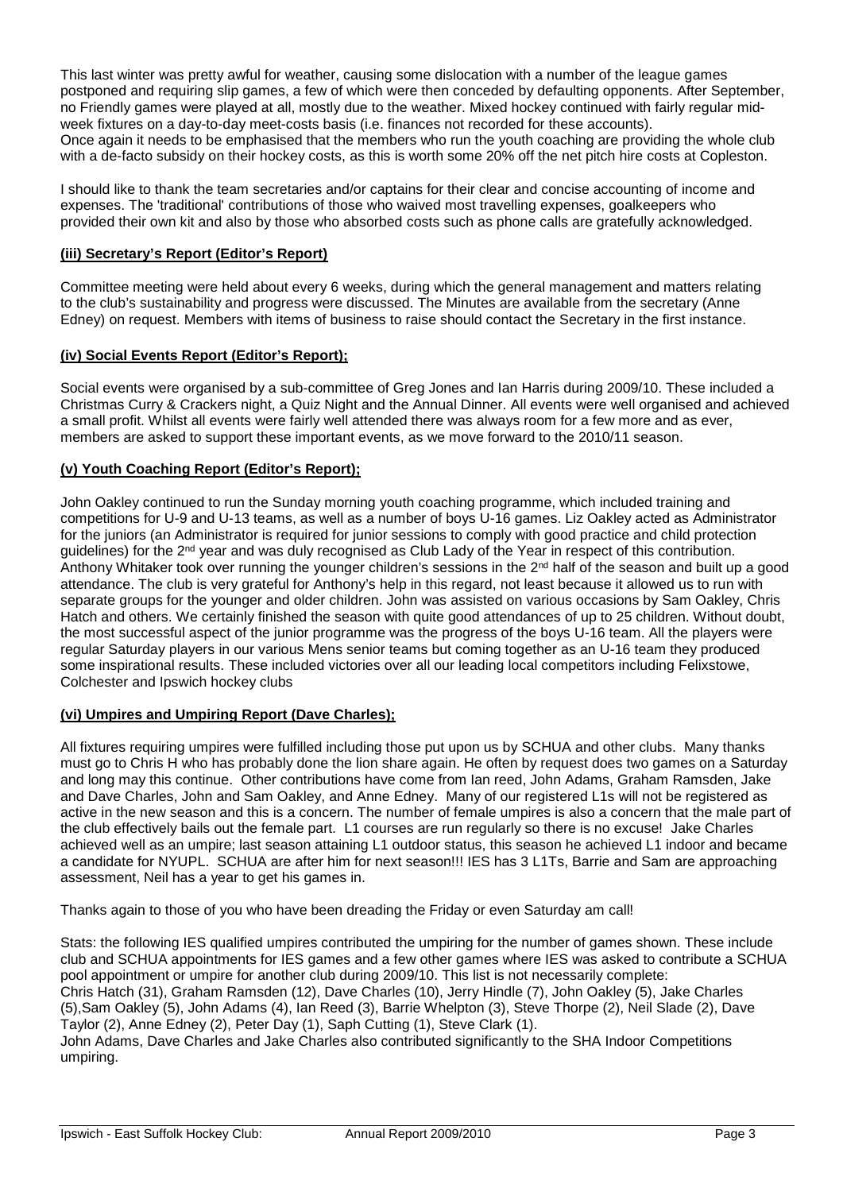This last winter was pretty awful for weather, causing some dislocation with a number of the league games postponed and requiring slip games, a few of which were then conceded by defaulting opponents. After September, no Friendly games were played at all, mostly due to the weather. Mixed hockey continued with fairly regular mid-week fixtures on a day-to-day meet-costs basis (i.e. finances not recorded for these accounts).
Once again it needs to be emphasised that the members who run the youth coaching are providing the whole club with a de-facto subsidy on their hockey costs, as this is worth some 20% off the net pitch hire costs at Copleston.

I should like to thank the team secretaries and/or captains for their clear and concise accounting of income and expenses. The 'traditional' contributions of those who waived most travelling expenses, goalkeepers who provided their own kit and also by those who absorbed costs such as phone calls are gratefully acknowledged.

**(iii) Secretary's Report (Editor's Report)**

Committee meeting were held about every 6 weeks, during which the general management and matters relating to the club's sustainability and progress were discussed. The Minutes are available from the secretary (Anne Edney) on request. Members with items of business to raise should contact the Secretary in the first instance.

**(iv) Social Events Report (Editor's Report);**

Social events were organised by a sub-committee of Greg Jones and Ian Harris during 2009/10. These included a Christmas Curry & Crackers night, a Quiz Night and the Annual Dinner. All events were well organised and achieved a small profit. Whilst all events were fairly well attended there was always room for a few more and as ever, members are asked to support these important events, as we move forward to the 2010/11 season.

**(v) Youth Coaching Report (Editor's Report);**

John Oakley continued to run the Sunday morning youth coaching programme, which included training and competitions for U-9 and U-13 teams, as well as a number of boys U-16 games. Liz Oakley acted as Administrator for the juniors (an Administrator is required for junior sessions to comply with good practice and child protection guidelines) for the 2nd year and was duly recognised as Club Lady of the Year in respect of this contribution. Anthony Whitaker took over running the younger children's sessions in the 2nd half of the season and built up a good attendance. The club is very grateful for Anthony's help in this regard, not least because it allowed us to run with separate groups for the younger and older children. John was assisted on various occasions by Sam Oakley, Chris Hatch and others. We certainly finished the season with quite good attendances of up to 25 children. Without doubt, the most successful aspect of the junior programme was the progress of the boys U-16 team. All the players were regular Saturday players in our various Mens senior teams but coming together as an U-16 team they produced some inspirational results. These included victories over all our leading local competitors including Felixstowe, Colchester and Ipswich hockey clubs

**(vi) Umpires and Umpiring Report (Dave Charles);**

All fixtures requiring umpires were fulfilled including those put upon us by SCHUA and other clubs. Many thanks must go to Chris H who has probably done the lion share again. He often by request does two games on a Saturday and long may this continue. Other contributions have come from Ian reed, John Adams, Graham Ramsden, Jake and Dave Charles, John and Sam Oakley, and Anne Edney. Many of our registered L1s will not be registered as active in the new season and this is a concern. The number of female umpires is also a concern that the male part of the club effectively bails out the female part. L1 courses are run regularly so there is no excuse! Jake Charles achieved well as an umpire; last season attaining L1 outdoor status, this season he achieved L1 indoor and became a candidate for NYUPL. SCHUA are after him for next season!!! IES has 3 L1Ts, Barrie and Sam are approaching assessment, Neil has a year to get his games in.

Thanks again to those of you who have been dreading the Friday or even Saturday am call!

Stats: the following IES qualified umpires contributed the umpiring for the number of games shown. These include club and SCHUA appointments for IES games and a few other games where IES was asked to contribute a SCHUA pool appointment or umpire for another club during 2009/10. This list is not necessarily complete:
Chris Hatch (31), Graham Ramsden (12), Dave Charles (10), Jerry Hindle (7), John Oakley (5), Jake Charles (5),Sam Oakley (5), John Adams (4), Ian Reed (3), Barrie Whelpton (3), Steve Thorpe (2), Neil Slade (2), Dave Taylor (2), Anne Edney (2), Peter Day (1), Saph Cutting (1), Steve Clark (1).
John Adams, Dave Charles and Jake Charles also contributed significantly to the SHA Indoor Competitions umpiring.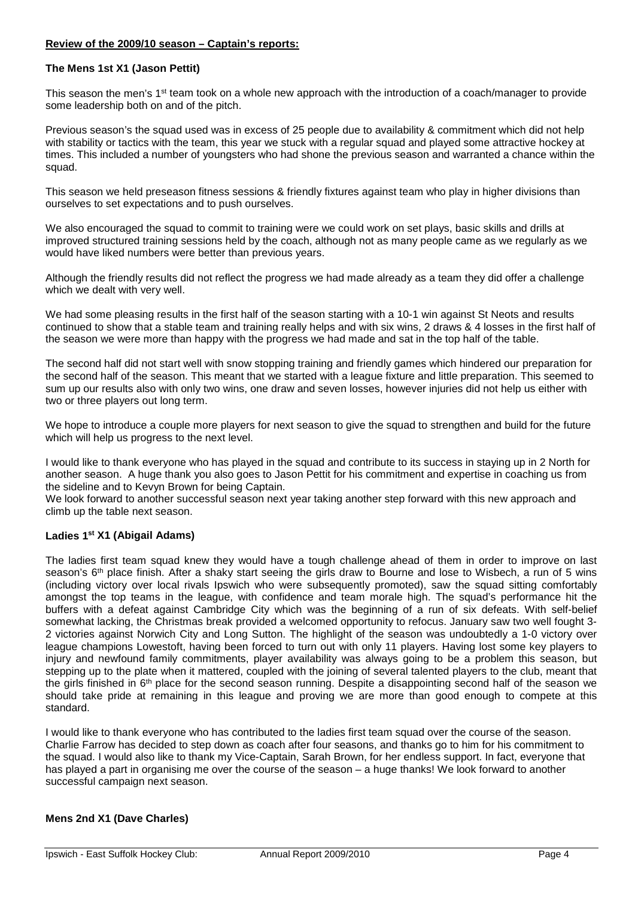**Review of the 2009/10 season – Captain's reports:**

**The Mens 1st X1 (Jason Pettit)**

This season the men's 1st team took on a whole new approach with the introduction of a coach/manager to provide some leadership both on and of the pitch.

Previous season's the squad used was in excess of 25 people due to availability & commitment which did not help with stability or tactics with the team, this year we stuck with a regular squad and played some attractive hockey at times. This included a number of youngsters who had shone the previous season and warranted a chance within the squad.

This season we held preseason fitness sessions & friendly fixtures against team who play in higher divisions than ourselves to set expectations and to push ourselves.

We also encouraged the squad to commit to training were we could work on set plays, basic skills and drills at improved structured training sessions held by the coach, although not as many people came as we regularly as we would have liked numbers were better than previous years.

Although the friendly results did not reflect the progress we had made already as a team they did offer a challenge which we dealt with very well.

We had some pleasing results in the first half of the season starting with a 10-1 win against St Neots and results continued to show that a stable team and training really helps and with six wins, 2 draws & 4 losses in the first half of the season we were more than happy with the progress we had made and sat in the top half of the table.

The second half did not start well with snow stopping training and friendly games which hindered our preparation for the second half of the season. This meant that we started with a league fixture and little preparation. This seemed to sum up our results also with only two wins, one draw and seven losses, however injuries did not help us either with two or three players out long term.

We hope to introduce a couple more players for next season to give the squad to strengthen and build for the future which will help us progress to the next level.

I would like to thank everyone who has played in the squad and contribute to its success in staying up in 2 North for another season. A huge thank you also goes to Jason Pettit for his commitment and expertise in coaching us from the sideline and to Kevyn Brown for being Captain.
We look forward to another successful season next year taking another step forward with this new approach and climb up the table next season.

**Ladies 1st X1 (Abigail Adams)**

The ladies first team squad knew they would have a tough challenge ahead of them in order to improve on last season's 6th place finish. After a shaky start seeing the girls draw to Bourne and lose to Wisbech, a run of 5 wins (including victory over local rivals Ipswich who were subsequently promoted), saw the squad sitting comfortably amongst the top teams in the league, with confidence and team morale high. The squad's performance hit the buffers with a defeat against Cambridge City which was the beginning of a run of six defeats. With self-belief somewhat lacking, the Christmas break provided a welcomed opportunity to refocus. January saw two well fought 3-2 victories against Norwich City and Long Sutton. The highlight of the season was undoubtedly a 1-0 victory over league champions Lowestoft, having been forced to turn out with only 11 players. Having lost some key players to injury and newfound family commitments, player availability was always going to be a problem this season, but stepping up to the plate when it mattered, coupled with the joining of several talented players to the club, meant that the girls finished in 6th place for the second season running. Despite a disappointing second half of the season we should take pride at remaining in this league and proving we are more than good enough to compete at this standard.

I would like to thank everyone who has contributed to the ladies first team squad over the course of the season. Charlie Farrow has decided to step down as coach after four seasons, and thanks go to him for his commitment to the squad. I would also like to thank my Vice-Captain, Sarah Brown, for her endless support. In fact, everyone that has played a part in organising me over the course of the season – a huge thanks! We look forward to another successful campaign next season.

**Mens 2nd X1 (Dave Charles)**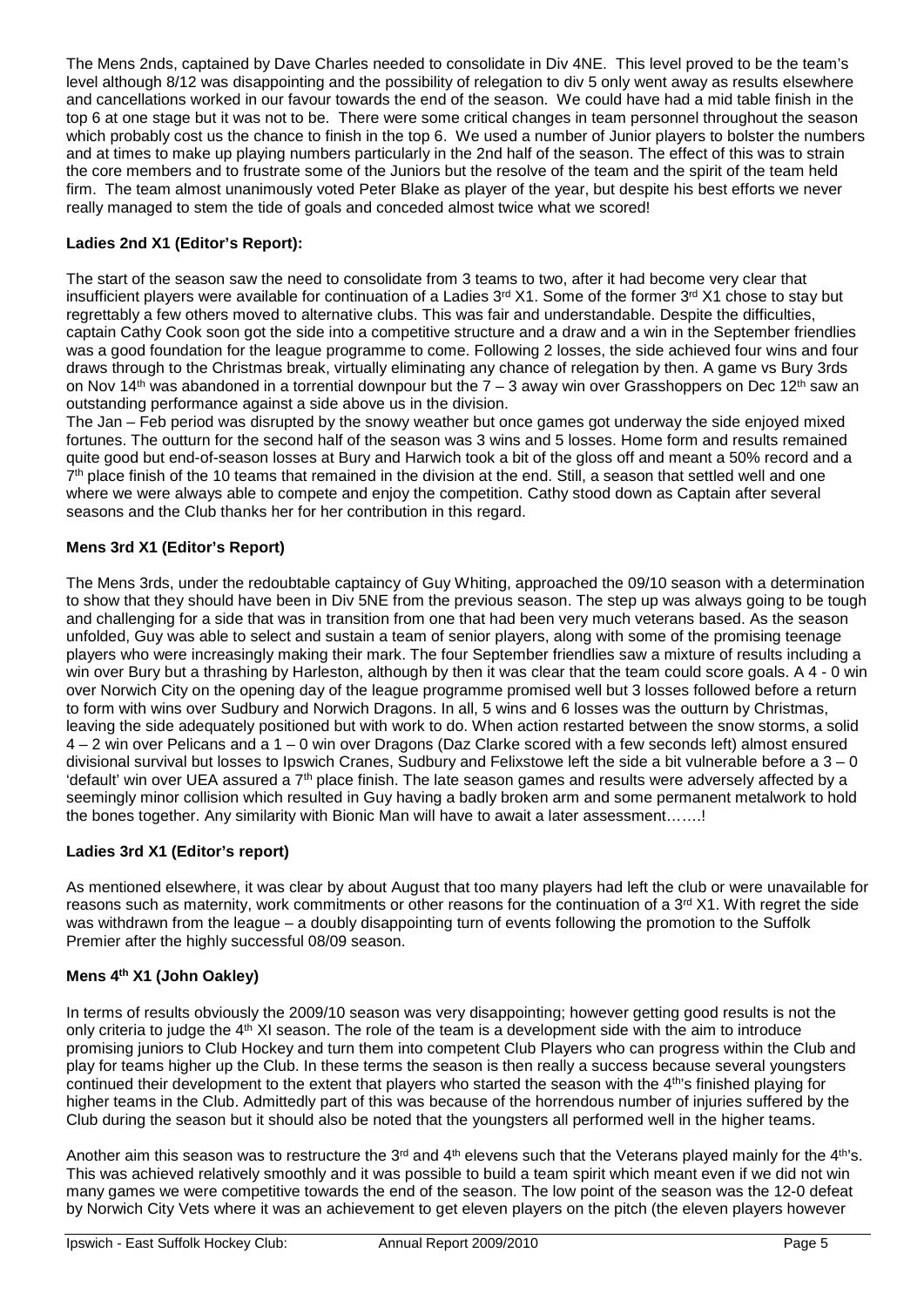The Mens 2nds, captained by Dave Charles needed to consolidate in Div 4NE. This level proved to be the team's level although 8/12 was disappointing and the possibility of relegation to div 5 only went away as results elsewhere and cancellations worked in our favour towards the end of the season. We could have had a mid table finish in the top 6 at one stage but it was not to be. There were some critical changes in team personnel throughout the season which probably cost us the chance to finish in the top 6. We used a number of Junior players to bolster the numbers and at times to make up playing numbers particularly in the 2nd half of the season. The effect of this was to strain the core members and to frustrate some of the Juniors but the resolve of the team and the spirit of the team held firm. The team almost unanimously voted Peter Blake as player of the year, but despite his best efforts we never really managed to stem the tide of goals and conceded almost twice what we scored!

**Ladies 2nd X1 (Editor's Report):**

The start of the season saw the need to consolidate from 3 teams to two, after it had become very clear that insufficient players were available for continuation of a Ladies 3rd X1. Some of the former 3rd X1 chose to stay but regrettably a few others moved to alternative clubs. This was fair and understandable. Despite the difficulties, captain Cathy Cook soon got the side into a competitive structure and a draw and a win in the September friendlies was a good foundation for the league programme to come. Following 2 losses, the side achieved four wins and four draws through to the Christmas break, virtually eliminating any chance of relegation by then. A game vs Bury 3rds on Nov 14th was abandoned in a torrential downpour but the 7 – 3 away win over Grasshoppers on Dec 12th saw an outstanding performance against a side above us in the division.

The Jan – Feb period was disrupted by the snowy weather but once games got underway the side enjoyed mixed fortunes. The outturn for the second half of the season was 3 wins and 5 losses. Home form and results remained quite good but end-of-season losses at Bury and Harwich took a bit of the gloss off and meant a 50% record and a 7th place finish of the 10 teams that remained in the division at the end. Still, a season that settled well and one where we were always able to compete and enjoy the competition. Cathy stood down as Captain after several seasons and the Club thanks her for her contribution in this regard.

**Mens 3rd X1 (Editor's Report)**

The Mens 3rds, under the redoubtable captaincy of Guy Whiting, approached the 09/10 season with a determination to show that they should have been in Div 5NE from the previous season. The step up was always going to be tough and challenging for a side that was in transition from one that had been very much veterans based. As the season unfolded, Guy was able to select and sustain a team of senior players, along with some of the promising teenage players who were increasingly making their mark. The four September friendlies saw a mixture of results including a win over Bury but a thrashing by Harleston, although by then it was clear that the team could score goals. A 4 - 0 win over Norwich City on the opening day of the league programme promised well but 3 losses followed before a return to form with wins over Sudbury and Norwich Dragons. In all, 5 wins and 6 losses was the outturn by Christmas, leaving the side adequately positioned but with work to do. When action restarted between the snow storms, a solid 4 – 2 win over Pelicans and a 1 – 0 win over Dragons (Daz Clarke scored with a few seconds left) almost ensured divisional survival but losses to Ipswich Cranes, Sudbury and Felixstowe left the side a bit vulnerable before a 3 – 0 'default' win over UEA assured a 7th place finish. The late season games and results were adversely affected by a seemingly minor collision which resulted in Guy having a badly broken arm and some permanent metalwork to hold the bones together. Any similarity with Bionic Man will have to await a later assessment…….!

**Ladies 3rd X1 (Editor's report)**

As mentioned elsewhere, it was clear by about August that too many players had left the club or were unavailable for reasons such as maternity, work commitments or other reasons for the continuation of a 3rd X1. With regret the side was withdrawn from the league – a doubly disappointing turn of events following the promotion to the Suffolk Premier after the highly successful 08/09 season.

**Mens 4th X1 (John Oakley)**

In terms of results obviously the 2009/10 season was very disappointing; however getting good results is not the only criteria to judge the 4th XI season. The role of the team is a development side with the aim to introduce promising juniors to Club Hockey and turn them into competent Club Players who can progress within the Club and play for teams higher up the Club. In these terms the season is then really a success because several youngsters continued their development to the extent that players who started the season with the 4th's finished playing for higher teams in the Club. Admittedly part of this was because of the horrendous number of injuries suffered by the Club during the season but it should also be noted that the youngsters all performed well in the higher teams.

Another aim this season was to restructure the 3rd and 4th elevens such that the Veterans played mainly for the 4th's. This was achieved relatively smoothly and it was possible to build a team spirit which meant even if we did not win many games we were competitive towards the end of the season. The low point of the season was the 12-0 defeat by Norwich City Vets where it was an achievement to get eleven players on the pitch (the eleven players however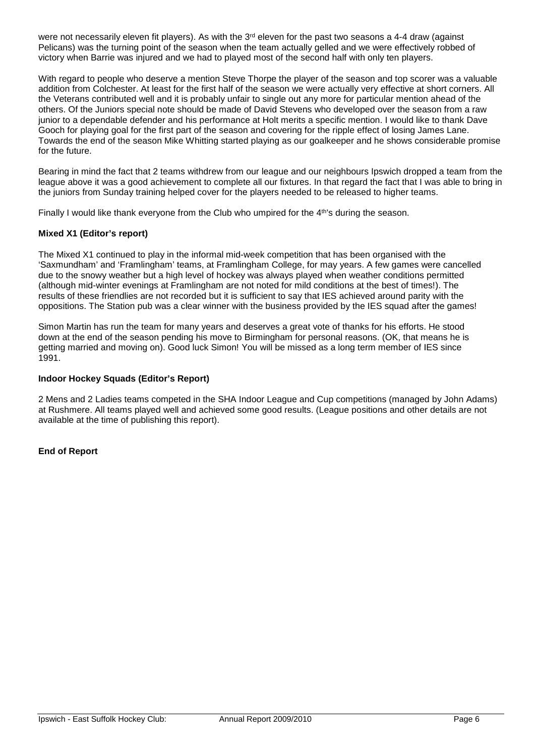were not necessarily eleven fit players). As with the 3rd eleven for the past two seasons a 4-4 draw (against Pelicans) was the turning point of the season when the team actually gelled and we were effectively robbed of victory when Barrie was injured and we had to played most of the second half with only ten players.

With regard to people who deserve a mention Steve Thorpe the player of the season and top scorer was a valuable addition from Colchester. At least for the first half of the season we were actually very effective at short corners. All the Veterans contributed well and it is probably unfair to single out any more for particular mention ahead of the others. Of the Juniors special note should be made of David Stevens who developed over the season from a raw junior to a dependable defender and his performance at Holt merits a specific mention. I would like to thank Dave Gooch for playing goal for the first part of the season and covering for the ripple effect of losing James Lane. Towards the end of the season Mike Whitting started playing as our goalkeeper and he shows considerable promise for the future.

Bearing in mind the fact that 2 teams withdrew from our league and our neighbours Ipswich dropped a team from the league above it was a good achievement to complete all our fixtures. In that regard the fact that I was able to bring in the juniors from Sunday training helped cover for the players needed to be released to higher teams.

Finally I would like thank everyone from the Club who umpired for the 4th's during the season.

**Mixed X1 (Editor's report)**

The Mixed X1 continued to play in the informal mid-week competition that has been organised with the 'Saxmundham' and 'Framlingham' teams, at Framlingham College, for may years. A few games were cancelled due to the snowy weather but a high level of hockey was always played when weather conditions permitted (although mid-winter evenings at Framlingham are not noted for mild conditions at the best of times!). The results of these friendlies are not recorded but it is sufficient to say that IES achieved around parity with the oppositions. The Station pub was a clear winner with the business provided by the IES squad after the games!

Simon Martin has run the team for many years and deserves a great vote of thanks for his efforts. He stood down at the end of the season pending his move to Birmingham for personal reasons. (OK, that means he is getting married and moving on). Good luck Simon! You will be missed as a long term member of IES since 1991.

**Indoor Hockey Squads (Editor's Report)**

2 Mens and 2 Ladies teams competed in the SHA Indoor League and Cup competitions (managed by John Adams) at Rushmere. All teams played well and achieved some good results. (League positions and other details are not available at the time of publishing this report).

**End of Report**